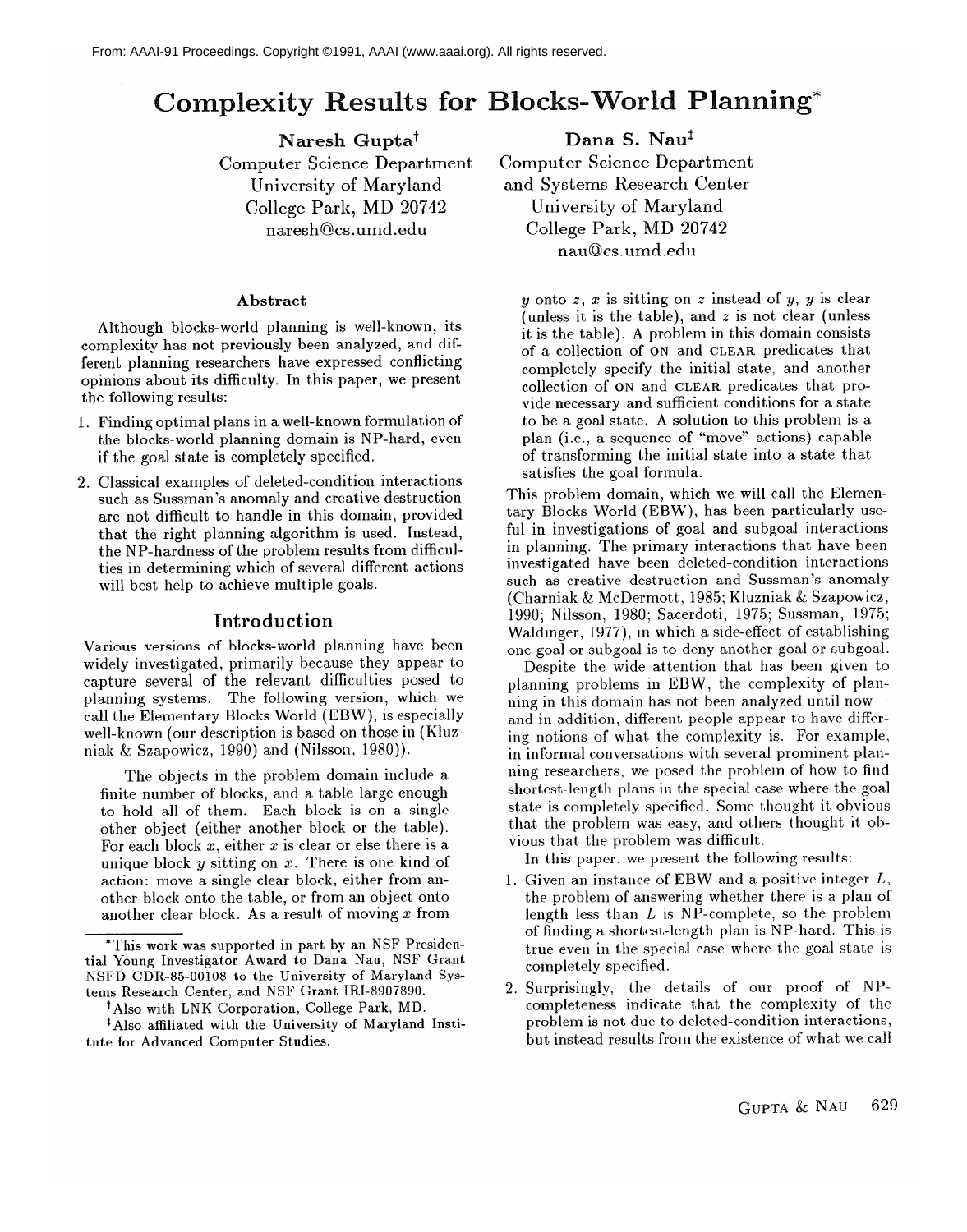From: AAAI-91 Proceedings. Copyright ©1991, AAAI (www.aaai.org). All rights reserved.

# Complexity Results for Blocks-World Planning*

**Naresh Gupta**[†]
Computer Science Department
University of Maryland
College Park, MD 20742
naresh@cs.umd.edu

**Dana S. Nau**[‡]
Computer Science Department
and Systems Research Center
University of Maryland
College Park, MD 20742
nau@cs.umd.edu

### Abstract

Although blocks-world planning is well-known, its complexity has not previously been analyzed, and different planning researchers have expressed conflicting opinions about its difficulty. In this paper, we present the following results:

1. Finding optimal plans in a well-known formulation of the blocks-world planning domain is NP-hard, even if the goal state is completely specified.
2. Classical examples of deleted-condition interactions such as Sussman's anomaly and creative destruction are not difficult to handle in this domain, provided that the right planning algorithm is used. Instead, the NP-hardness of the problem results from difficulties in determining which of several different actions will best help to achieve multiple goals.

## Introduction

Various versions of blocks-world planning have been widely investigated, primarily because they appear to capture several of the relevant difficulties posed to planning systems. The following version, which we call the Elementary Blocks World (EBW), is especially well-known (our description is based on those in (Kluzniak & Szapowicz, 1990) and (Nilsson, 1980)).

> The objects in the problem domain include a finite number of blocks, and a table large enough to hold all of them. Each block is on a single other object (either another block or the table). For each block $x$, either $x$ is clear or else there is a unique block $y$ sitting on $x$. There is one kind of action: move a single clear block, either from another block onto the table, or from an object onto another clear block. As a result of moving $x$ from $y$ onto $z$, $x$ is sitting on $z$ instead of $y$, $y$ is clear (unless it is the table), and $z$ is not clear (unless it is the table). A problem in this domain consists of a collection of ON and CLEAR predicates that completely specify the initial state, and another collection of ON and CLEAR predicates that provide necessary and sufficient conditions for a state to be a goal state. A solution to this problem is a plan (i.e., a sequence of "move" actions) capable of transforming the initial state into a state that satisfies the goal formula.

This problem domain, which we will call the Elementary Blocks World (EBW), has been particularly useful in investigations of goal and subgoal interactions in planning. The primary interactions that have been investigated have been deleted-condition interactions such as creative destruction and Sussman's anomaly (Charniak & McDermott, 1985; Kluzniak & Szapowicz, 1990; Nilsson, 1980; Sacerdoti, 1975; Sussman, 1975; Waldinger, 1977), in which a side-effect of establishing one goal or subgoal is to deny another goal or subgoal.

Despite the wide attention that has been given to planning problems in EBW, the complexity of planning in this domain has not been analyzed until now—and in addition, different people appear to have differing notions of what the complexity is. For example, in informal conversations with several prominent planning researchers, we posed the problem of how to find shortest-length plans in the special case where the goal state is completely specified. Some thought it obvious that the problem was easy, and others thought it obvious that the problem was difficult.

In this paper, we present the following results:

1. Given an instance of EBW and a positive integer $L$, the problem of answering whether there is a plan of length less than $L$ is NP-complete, so the problem of finding a shortest-length plan is NP-hard. This is true even in the special case where the goal state is completely specified.
2. Surprisingly, the details of our proof of NP-completeness indicate that the complexity of the problem is not due to deleted-condition interactions, but instead results from the existence of what we call

---

*This work was supported in part by an NSF Presidential Young Investigator Award to Dana Nau, NSF Grant NSFD CDR-85-00108 to the University of Maryland Systems Research Center, and NSF Grant IRI-8907890.

[†]Also with LNK Corporation, College Park, MD.

[‡]Also affiliated with the University of Maryland Institute for Advanced Computer Studies.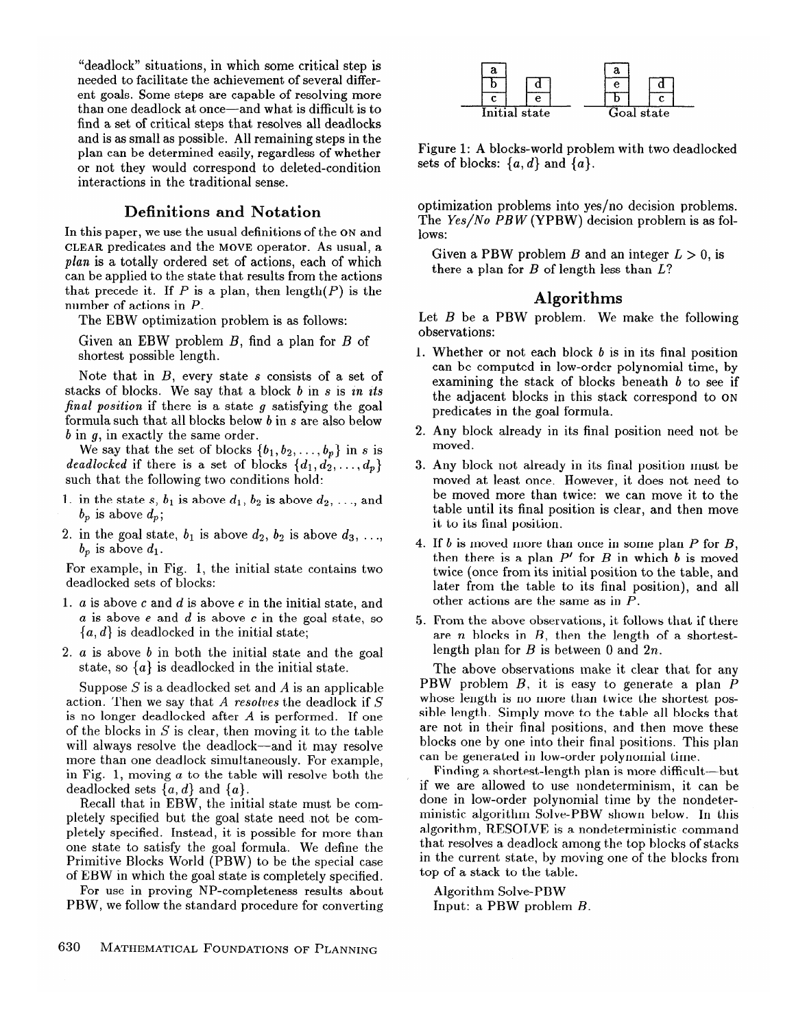"deadlock" situations, in which some critical step is needed to facilitate the achievement of several different goals. Some steps are capable of resolving more than one deadlock at once—and what is difficult is to find a set of critical steps that resolves all deadlocks and is as small as possible. All remaining steps in the plan can be determined easily, regardless of whether or not they would correspond to deleted-condition interactions in the traditional sense.

## Definitions and Notation

In this paper, we use the usual definitions of the ON and CLEAR predicates and the MOVE operator. As usual, a *plan* is a totally ordered set of actions, each of which can be applied to the state that results from the actions that precede it. If $P$ is a plan, then length($P$) is the number of actions in $P$.

The EBW optimization problem is as follows:

> Given an EBW problem $B$, find a plan for $B$ of shortest possible length.

Note that in $B$, every state $s$ consists of a set of stacks of blocks. We say that a block $b$ in $s$ is *in its final position* if there is a state $g$ satisfying the goal formula such that all blocks below $b$ in $s$ are also below $b$ in $g$, in exactly the same order.

We say that the set of blocks $\{b_1, b_2, \ldots, b_p\}$ in $s$ is *deadlocked* if there is a set of blocks $\{d_1, d_2, \ldots, d_p\}$ such that the following two conditions hold:

1. in the state $s$, $b_1$ is above $d_1$, $b_2$ is above $d_2$, ..., and $b_p$ is above $d_p$;
2. in the goal state, $b_1$ is above $d_2$, $b_2$ is above $d_3$, ..., $b_p$ is above $d_1$.

For example, in Fig. 1, the initial state contains two deadlocked sets of blocks:

1. $a$ is above $c$ and $d$ is above $e$ in the initial state, and $a$ is above $e$ and $d$ is above $c$ in the goal state, so $\{a, d\}$ is deadlocked in the initial state;
2. $a$ is above $b$ in both the initial state and the goal state, so $\{a\}$ is deadlocked in the initial state.

Suppose $S$ is a deadlocked set and $A$ is an applicable action. Then we say that $A$ *resolves* the deadlock if $S$ is no longer deadlocked after $A$ is performed. If one of the blocks in $S$ is clear, then moving it to the table will always resolve the deadlock—and it may resolve more than one deadlock simultaneously. For example, in Fig. 1, moving $a$ to the table will resolve both the deadlocked sets $\{a, d\}$ and $\{a\}$.

Recall that in EBW, the initial state must be completely specified but the goal state need not be completely specified. Instead, it is possible for more than one state to satisfy the goal formula. We define the Primitive Blocks World (PBW) to be the special case of EBW in which the goal state is completely specified.

For use in proving NP-completeness results about PBW, we follow the standard procedure for converting optimization problems into yes/no decision problems. The *Yes/No PBW* (YPBW) decision problem is as follows:

> Given a PBW problem $B$ and an integer $L > 0$, is there a plan for $B$ of length less than $L$?

| Initial state | | Goal state | |
|---|---|---|---|
| a | | a | |
| b | d | e | d |
| c | e | b | c |

Figure 1: A blocks-world problem with two deadlocked sets of blocks: $\{a, d\}$ and $\{a\}$.

## Algorithms

Let $B$ be a PBW problem. We make the following observations:

1. Whether or not each block $b$ is in its final position can be computed in low-order polynomial time, by examining the stack of blocks beneath $b$ to see if the adjacent blocks in this stack correspond to ON predicates in the goal formula.
2. Any block already in its final position need not be moved.
3. Any block not already in its final position must be moved at least once. However, it does not need to be moved more than twice: we can move it to the table until its final position is clear, and then move it to its final position.
4. If $b$ is moved more than once in some plan $P$ for $B$, then there is a plan $P'$ for $B$ in which $b$ is moved twice (once from its initial position to the table, and later from the table to its final position), and all other actions are the same as in $P$.
5. From the above observations, it follows that if there are $n$ blocks in $B$, then the length of a shortest-length plan for $B$ is between 0 and $2n$.

The above observations make it clear that for any PBW problem $B$, it is easy to generate a plan $P$ whose length is no more than twice the shortest possible length. Simply move to the table all blocks that are not in their final positions, and then move these blocks one by one into their final positions. This plan can be generated in low-order polynomial time.

Finding a shortest-length plan is more difficult—but if we are allowed to use nondeterminism, it can be done in low-order polynomial time by the nondeterministic algorithm Solve-PBW shown below. In this algorithm, RESOLVE is a nondeterministic command that resolves a deadlock among the top blocks of stacks in the current state, by moving one of the blocks from top of a stack to the table.

Algorithm Solve-PBW
Input: a PBW problem $B$.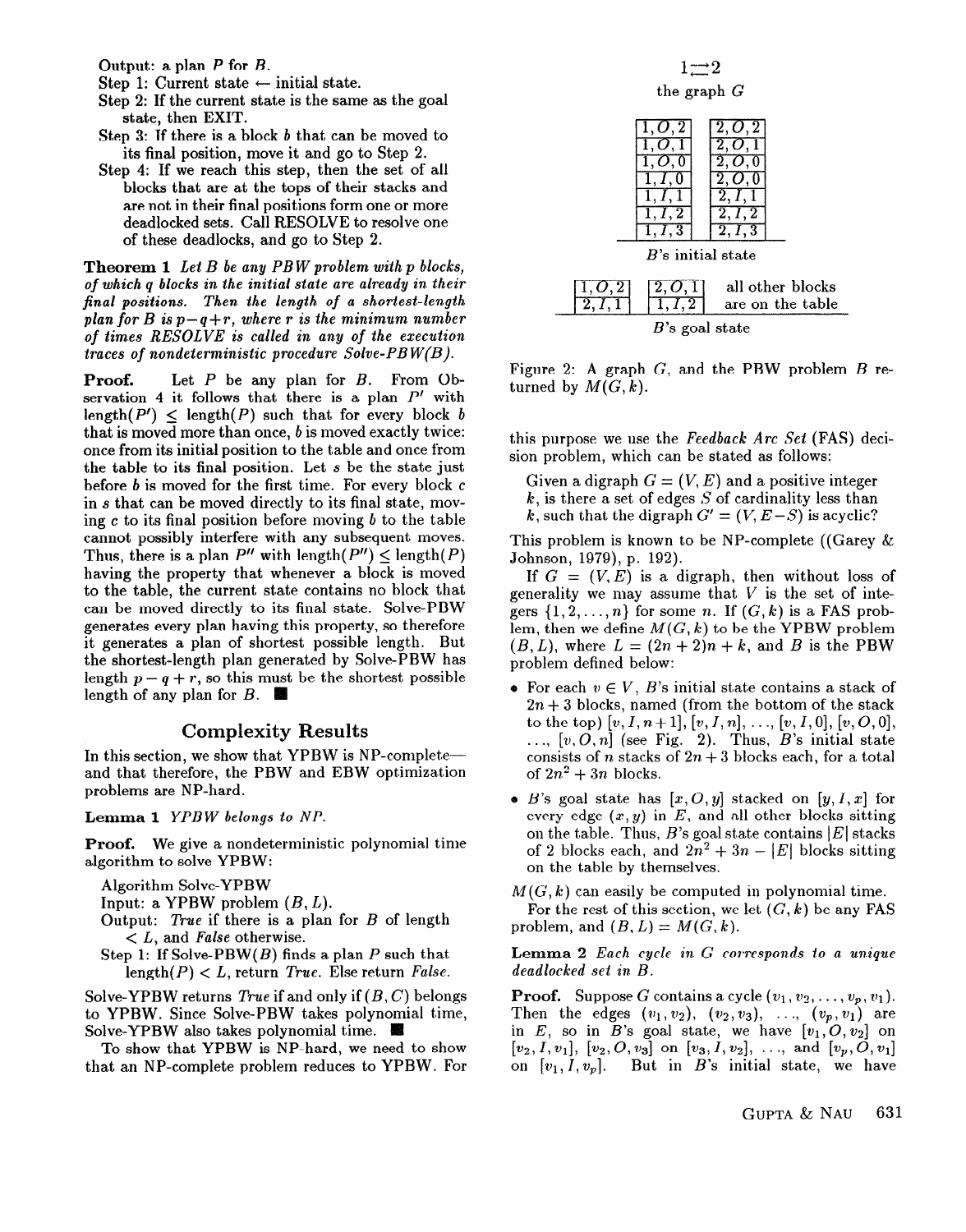Output: a plan $P$ for $B$.

Step 1: Current state $\leftarrow$ initial state.

Step 2: If the current state is the same as the goal state, then EXIT.

Step 3: If there is a block $b$ that can be moved to its final position, move it and go to Step 2.

Step 4: If we reach this step, then the set of all blocks that are at the tops of their stacks and are not in their final positions form one or more deadlocked sets. Call RESOLVE to resolve one of these deadlocks, and go to Step 2.

**Theorem 1** *Let $B$ be any PBW problem with $p$ blocks, of which $q$ blocks in the initial state are already in their final positions. Then the length of a shortest-length plan for $B$ is $p - q + r$, where $r$ is the minimum number of times RESOLVE is called in any of the execution traces of nondeterministic procedure Solve-PBW(B).*

**Proof.** Let $P$ be any plan for $B$. From Observation 4 it follows that there is a plan $P'$ with length$(P') \leq$ length$(P)$ such that for every block $b$ that is moved more than once, $b$ is moved exactly twice: once from its initial position to the table and once from the table to its final position. Let $s$ be the state just before $b$ is moved for the first time. For every block $c$ in $s$ that can be moved directly to its final state, moving $c$ to its final position before moving $b$ to the table cannot possibly interfere with any subsequent moves. Thus, there is a plan $P''$ with length$(P'') \leq$ length$(P)$ having the property that whenever a block is moved to the table, the current state contains no block that can be moved directly to its final state. Solve-PBW generates every plan having this property, so therefore it generates a plan of shortest possible length. But the shortest-length plan generated by Solve-PBW has length $p - q + r$, so this must be the shortest possible length of any plan for $B$. ■

## Complexity Results

In this section, we show that YPBW is NP-complete—and that therefore, the PBW and EBW optimization problems are NP-hard.

**Lemma 1** *YPBW belongs to NP.*

**Proof.** We give a nondeterministic polynomial time algorithm to solve YPBW:

Algorithm Solve-YPBW

Input: a YPBW problem $(B, L)$.

Output: *True* if there is a plan for $B$ of length $< L$, and *False* otherwise.

Step 1: If Solve-PBW(B) finds a plan $P$ such that length$(P) < L$, return *True*. Else return *False*.

Solve-YPBW returns *True* if and only if $(B, C)$ belongs to YPBW. Since Solve-PBW takes polynomial time, Solve-YPBW also takes polynomial time. ■

To show that YPBW is NP-hard, we need to show that an NP-complete problem reduces to YPBW. For this purpose we use the *Feedback Arc Set* (FAS) decision problem, which can be stated as follows:

> Given a digraph $G = (V, E)$ and a positive integer $k$, is there a set of edges $S$ of cardinality less than $k$, such that the digraph $G' = (V, E - S)$ is acyclic?

This problem is known to be NP-complete ((Garey & Johnson, 1979), p. 192).

If $G = (V, E)$ is a digraph, then without loss of generality we may assume that $V$ is the set of integers $\{1, 2, \ldots, n\}$ for some $n$. If $(G, k)$ is a FAS problem, then we define $M(G, k)$ to be the YPBW problem $(B, L)$, where $L = (2n + 2)n + k$, and $B$ is the PBW problem defined below:

- For each $v \in V$, $B$'s initial state contains a stack of $2n + 3$ blocks, named (from the bottom of the stack to the top) $[v, I, n+1]$, $[v, I, n]$, ..., $[v, I, 0]$, $[v, O, 0]$, ..., $[v, O, n]$ (see Fig. 2). Thus, $B$'s initial state consists of $n$ stacks of $2n + 3$ blocks each, for a total of $2n^2 + 3n$ blocks.
- $B$'s goal state has $[x, O, y]$ stacked on $[y, I, x]$ for every edge $(x, y)$ in $E$, and all other blocks sitting on the table. Thus, $B$'s goal state contains $|E|$ stacks of 2 blocks each, and $2n^2 + 3n - |E|$ blocks sitting on the table by themselves.

$M(G, k)$ can easily be computed in polynomial time.

For the rest of this section, we let $(G, k)$ be any FAS problem, and $(B, L) = M(G, k)$.

$1 \rightleftarrows 2$

the graph $G$

| | |
|---|---|
| 1,O,2 | 2,O,2 |
| 1,O,1 | 2,O,1 |
| 1,O,0 | 2,O,0 |
| 1,I,0 | 2,O,0 |
| 1,I,1 | 2,I,1 |
| 1,I,2 | 2,I,2 |
| 1,I,3 | 2,I,3 |

$B$'s initial state

| | | |
|---|---|---|
| 1,O,2 | 2,O,1 | all other blocks |
| 2,I,1 | 1,I,2 | are on the table |

$B$'s goal state

Figure 2: A graph $G$, and the PBW problem $B$ returned by $M(G, k)$.

**Lemma 2** *Each cycle in $G$ corresponds to a unique deadlocked set in $B$.*

**Proof.** Suppose $G$ contains a cycle $(v_1, v_2, \ldots, v_p, v_1)$. Then the edges $(v_1, v_2)$, $(v_2, v_3)$, ..., $(v_p, v_1)$ are in $E$, so in $B$'s goal state, we have $[v_1, O, v_2]$ on $[v_2, I, v_1]$, $[v_2, O, v_3]$ on $[v_3, I, v_2]$, ..., and $[v_p, O, v_1]$ on $[v_1, I, v_p]$. But in $B$'s initial state, we have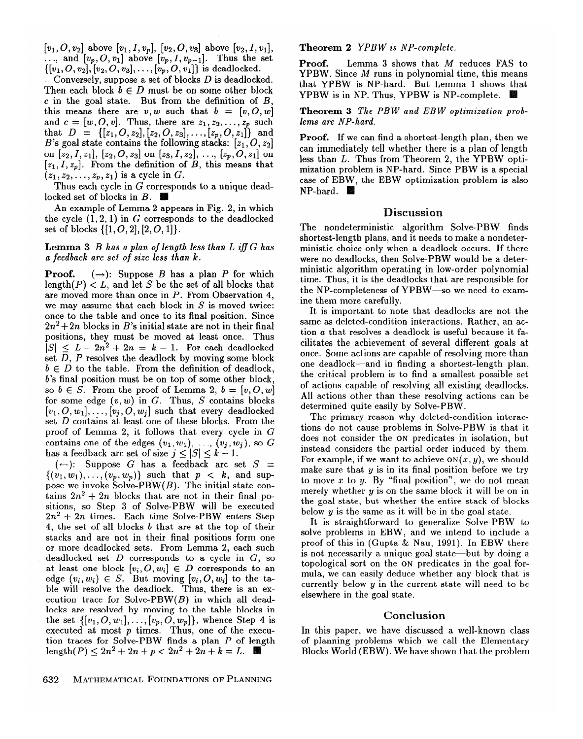$[v_1, O, v_2]$ above $[v_1, I, v_p]$, $[v_2, O, v_3]$ above $[v_2, I, v_1]$, ..., and $[v_p, O, v_1]$ above $[v_p, I, v_{p-1}]$. Thus the set $\{[v_1, O, v_2], [v_2, O, v_3], \ldots, [v_p, O, v_1]\}$ is deadlocked.

Conversely, suppose a set of blocks $D$ is deadlocked. Then each block $b \in D$ must be on some other block $c$ in the goal state. But from the definition of $B$, this means there are $v, w$ such that $b = [v, O, w]$ and $c = [w, O, v]$. Thus, there are $z_1, z_2, \ldots, z_p$ such that $D = \{[z_1, O, z_2], [z_2, O, z_3], \ldots, [z_p, O, z_1]\}$ and $B$'s goal state contains the following stacks: $[z_1, O, z_2]$ on $[z_2, I, z_1]$, $[z_2, O, z_3]$ on $[z_3, I, z_2]$, ..., $[z_p, O, z_1]$ on $[z_1, I, z_p]$. From the definition of $B$, this means that $(z_1, z_2, \ldots, z_p, z_1)$ is a cycle in $G$.

Thus each cycle in $G$ corresponds to a unique deadlocked set of blocks in $B$. ∎

An example of Lemma 2 appears in Fig. 2, in which the cycle $(1, 2, 1)$ in $G$ corresponds to the deadlocked set of blocks $\{[1, O, 2], [2, O, 1]\}$.

**Lemma 3** *$B$ has a plan of length less than $L$ iff $G$ has a feedback arc set of size less than $k$.*

**Proof.** ($\rightarrow$): Suppose $B$ has a plan $P$ for which $\text{length}(P) < L$, and let $S$ be the set of all blocks that are moved more than once in $P$. From Observation 4, we may assume that each block in $S$ is moved twice: once to the table and once to its final position. Since $2n^2 + 2n$ blocks in $B$'s initial state are not in their final positions, they must be moved at least once. Thus $|S| \leq L - 2n^2 + 2n = k - 1$. For each deadlocked set $D$, $P$ resolves the deadlock by moving some block $b \in D$ to the table. From the definition of deadlock, $b$'s final position must be on top of some other block, so $b \in S$. From the proof of Lemma 2, $b = [v, O, w]$ for some edge $(v, w)$ in $G$. Thus, $S$ contains blocks $[v_1, O, w_1], \ldots, [v_j, O, w_j]$ such that every deadlocked set $D$ contains at least one of these blocks. From the proof of Lemma 2, it follows that every cycle in $G$ contains one of the edges $(v_1, w_1)$, ..., $(v_j, w_j)$, so $G$ has a feedback arc set of size $j \leq |S| \leq k - 1$.

($\leftarrow$): Suppose $G$ has a feedback arc set $S = \{(v_1, w_1), \ldots, (v_p, w_p)\}$ such that $p < k$, and suppose we invoke Solve-PBW($B$). The initial state contains $2n^2 + 2n$ blocks that are not in their final positions, so Step 3 of Solve-PBW will be executed $2n^2 + 2n$ times. Each time Solve-PBW enters Step 4, the set of all blocks $b$ that are at the top of their stacks and are not in their final positions form one or more deadlocked sets. From Lemma 2, each such deadlocked set $D$ corresponds to a cycle in $G$, so at least one block $[v_i, O, w_i] \in D$ corresponds to an edge $(v_i, w_i) \in S$. But moving $[v_i, O, w_i]$ to the table will resolve the deadlock. Thus, there is an execution trace for Solve-PBW($B$) in which all deadlocks are resolved by moving to the table blocks in the set $\{[v_1, O, w_1], \ldots, [v_p, O, w_p]\}$, whence Step 4 is executed at most $p$ times. Thus, one of the execution traces for Solve-PBW finds a plan $P$ of length $\text{length}(P) \leq 2n^2 + 2n + p < 2n^2 + 2n + k = L$. ∎

**Theorem 2** *YPBW is NP-complete.*

**Proof.** Lemma 3 shows that $M$ reduces FAS to YPBW. Since $M$ runs in polynomial time, this means that YPBW is NP-hard. But Lemma 1 shows that YPBW is in NP. Thus, YPBW is NP-complete. ∎

**Theorem 3** *The PBW and EBW optimization problems are NP-hard.*

**Proof.** If we can find a shortest-length plan, then we can immediately tell whether there is a plan of length less than $L$. Thus from Theorem 2, the YPBW optimization problem is NP-hard. Since PBW is a special case of EBW, the EBW optimization problem is also NP-hard. ∎

## Discussion

The nondeterministic algorithm Solve-PBW finds shortest-length plans, and it needs to make a nondeterministic choice only when a deadlock occurs. If there were no deadlocks, then Solve-PBW would be a deterministic algorithm operating in low-order polynomial time. Thus, it is the deadlocks that are responsible for the NP-completeness of YPBW—so we need to examine them more carefully.

It is important to note that deadlocks are not the same as deleted-condition interactions. Rather, an action $a$ that resolves a deadlock is useful because it facilitates the achievement of several different goals at once. Some actions are capable of resolving more than one deadlock—and in finding a shortest-length plan, the critical problem is to find a smallest possible set of actions capable of resolving all existing deadlocks. All actions other than these resolving actions can be determined quite easily by Solve-PBW.

The primary reason why deleted-condition interactions do not cause problems in Solve-PBW is that it does not consider the ON predicates in isolation, but instead considers the partial order induced by them. For example, if we want to achieve ON$(x, y)$, we should make sure that $y$ is in its final position before we try to move $x$ to $y$. By "final position", we do not mean merely whether $y$ is on the same block it will be on in the goal state, but whether the entire stack of blocks below $y$ is the same as it will be in the goal state.

It is straightforward to generalize Solve-PBW to solve problems in EBW, and we intend to include a proof of this in (Gupta & Nau, 1991). In EBW there is not necessarily a unique goal state—but by doing a topological sort on the ON predicates in the goal formula, we can easily deduce whether any block that is currently below $y$ in the current state will need to be elsewhere in the goal state.

## Conclusion

In this paper, we have discussed a well-known class of planning problems which we call the Elementary Blocks World (EBW). We have shown that the problem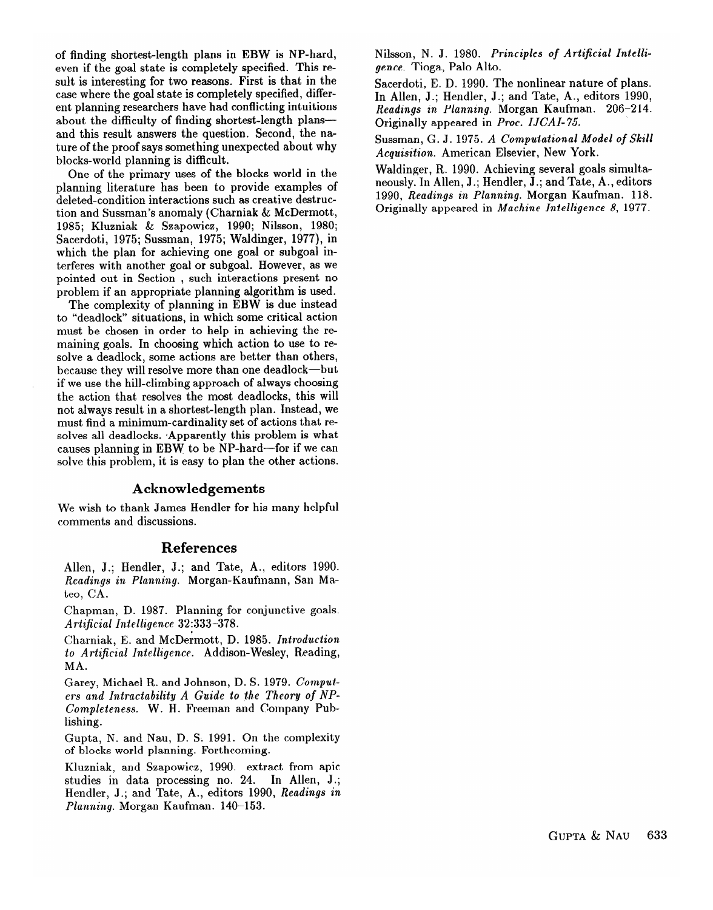of finding shortest-length plans in EBW is NP-hard, even if the goal state is completely specified. This result is interesting for two reasons. First is that in the case where the goal state is completely specified, different planning researchers have had conflicting intuitions about the difficulty of finding shortest-length plans—and this result answers the question. Second, the nature of the proof says something unexpected about why blocks-world planning is difficult.

One of the primary uses of the blocks world in the planning literature has been to provide examples of deleted-condition interactions such as creative destruction and Sussman's anomaly (Charniak & McDermott, 1985; Kluzniak & Szapowicz, 1990; Nilsson, 1980; Sacerdoti, 1975; Sussman, 1975; Waldinger, 1977), in which the plan for achieving one goal or subgoal interferes with another goal or subgoal. However, as we pointed out in Section , such interactions present no problem if an appropriate planning algorithm is used.

The complexity of planning in EBW is due instead to "deadlock" situations, in which some critical action must be chosen in order to help in achieving the remaining goals. In choosing which action to use to resolve a deadlock, some actions are better than others, because they will resolve more than one deadlock—but if we use the hill-climbing approach of always choosing the action that resolves the most deadlocks, this will not always result in a shortest-length plan. Instead, we must find a minimum-cardinality set of actions that resolves all deadlocks. Apparently this problem is what causes planning in EBW to be NP-hard—for if we can solve this problem, it is easy to plan the other actions.

## Acknowledgements

We wish to thank James Hendler for his many helpful comments and discussions.

## References

Allen, J.; Hendler, J.; and Tate, A., editors 1990. *Readings in Planning.* Morgan-Kaufmann, San Mateo, CA.

Chapman, D. 1987. Planning for conjunctive goals. *Artificial Intelligence* 32:333–378.

Charniak, E. and McDermott, D. 1985. *Introduction to Artificial Intelligence.* Addison-Wesley, Reading, MA.

Garey, Michael R. and Johnson, D. S. 1979. *Computers and Intractability A Guide to the Theory of NP-Completeness.* W. H. Freeman and Company Publishing.

Gupta, N. and Nau, D. S. 1991. On the complexity of blocks world planning. Forthcoming.

Kluzniak, and Szapowicz, 1990. extract from apic studies in data processing no. 24. In Allen, J.; Hendler, J.; and Tate, A., editors 1990, *Readings in Planning.* Morgan Kaufman. 140–153.

Nilsson, N. J. 1980. *Principles of Artificial Intelligence.* Tioga, Palo Alto.

Sacerdoti, E. D. 1990. The nonlinear nature of plans. In Allen, J.; Hendler, J.; and Tate, A., editors 1990, *Readings in Planning.* Morgan Kaufman. 206–214. Originally appeared in *Proc. IJCAI-75.*

Sussman, G. J. 1975. *A Computational Model of Skill Acquisition.* American Elsevier, New York.

Waldinger, R. 1990. Achieving several goals simultaneously. In Allen, J.; Hendler, J.; and Tate, A., editors 1990, *Readings in Planning.* Morgan Kaufman. 118. Originally appeared in *Machine Intelligence 8*, 1977.